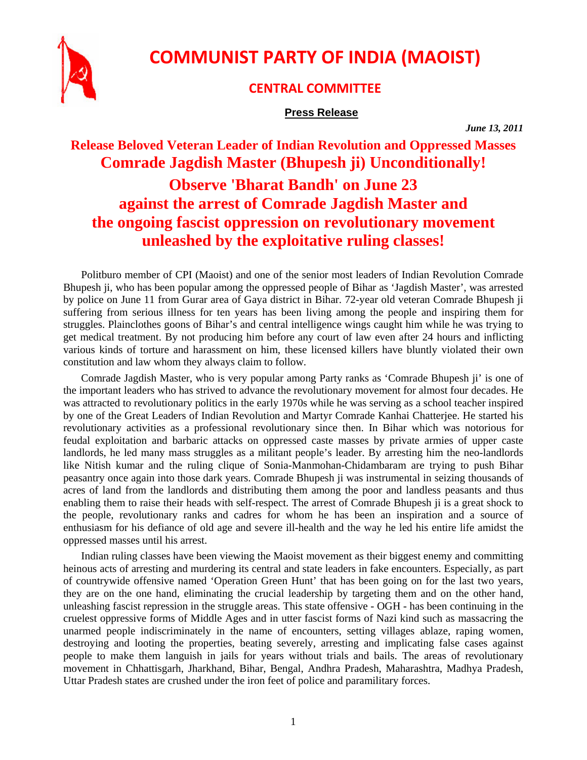# COMMUNIST PARTY OF INDIA (MAOIST)

## CENTRAL COMMITTEE

**Press Release**

***June 13, 2011***

## Release Beloved Veteran Leader of Indian Revolution and Oppressed Masses Comrade Jagdish Master (Bhupesh ji) Unconditionally!

## Observe 'Bharat Bandh' on June 23 against the arrest of Comrade Jagdish Master and the ongoing fascist oppression on revolutionary movement unleashed by the exploitative ruling classes!

Politburo member of CPI (Maoist) and one of the senior most leaders of Indian Revolution Comrade Bhupesh ji, who has been popular among the oppressed people of Bihar as 'Jagdish Master', was arrested by police on June 11 from Gurar area of Gaya district in Bihar. 72-year old veteran Comrade Bhupesh ji suffering from serious illness for ten years has been living among the people and inspiring them for struggles. Plainclothes goons of Bihar's and central intelligence wings caught him while he was trying to get medical treatment. By not producing him before any court of law even after 24 hours and inflicting various kinds of torture and harassment on him, these licensed killers have bluntly violated their own constitution and law whom they always claim to follow.

Comrade Jagdish Master, who is very popular among Party ranks as 'Comrade Bhupesh ji' is one of the important leaders who has strived to advance the revolutionary movement for almost four decades. He was attracted to revolutionary politics in the early 1970s while he was serving as a school teacher inspired by one of the Great Leaders of Indian Revolution and Martyr Comrade Kanhai Chatterjee. He started his revolutionary activities as a professional revolutionary since then. In Bihar which was notorious for feudal exploitation and barbaric attacks on oppressed caste masses by private armies of upper caste landlords, he led many mass struggles as a militant people's leader. By arresting him the neo-landlords like Nitish kumar and the ruling clique of Sonia-Manmohan-Chidambaram are trying to push Bihar peasantry once again into those dark years. Comrade Bhupesh ji was instrumental in seizing thousands of acres of land from the landlords and distributing them among the poor and landless peasants and thus enabling them to raise their heads with self-respect. The arrest of Comrade Bhupesh ji is a great shock to the people, revolutionary ranks and cadres for whom he has been an inspiration and a source of enthusiasm for his defiance of old age and severe ill-health and the way he led his entire life amidst the oppressed masses until his arrest.

Indian ruling classes have been viewing the Maoist movement as their biggest enemy and committing heinous acts of arresting and murdering its central and state leaders in fake encounters. Especially, as part of countrywide offensive named 'Operation Green Hunt' that has been going on for the last two years, they are on the one hand, eliminating the crucial leadership by targeting them and on the other hand, unleashing fascist repression in the struggle areas. This state offensive - OGH - has been continuing in the cruelest oppressive forms of Middle Ages and in utter fascist forms of Nazi kind such as massacring the unarmed people indiscriminately in the name of encounters, setting villages ablaze, raping women, destroying and looting the properties, beating severely, arresting and implicating false cases against people to make them languish in jails for years without trials and bails. The areas of revolutionary movement in Chhattisgarh, Jharkhand, Bihar, Bengal, Andhra Pradesh, Maharashtra, Madhya Pradesh, Uttar Pradesh states are crushed under the iron feet of police and paramilitary forces.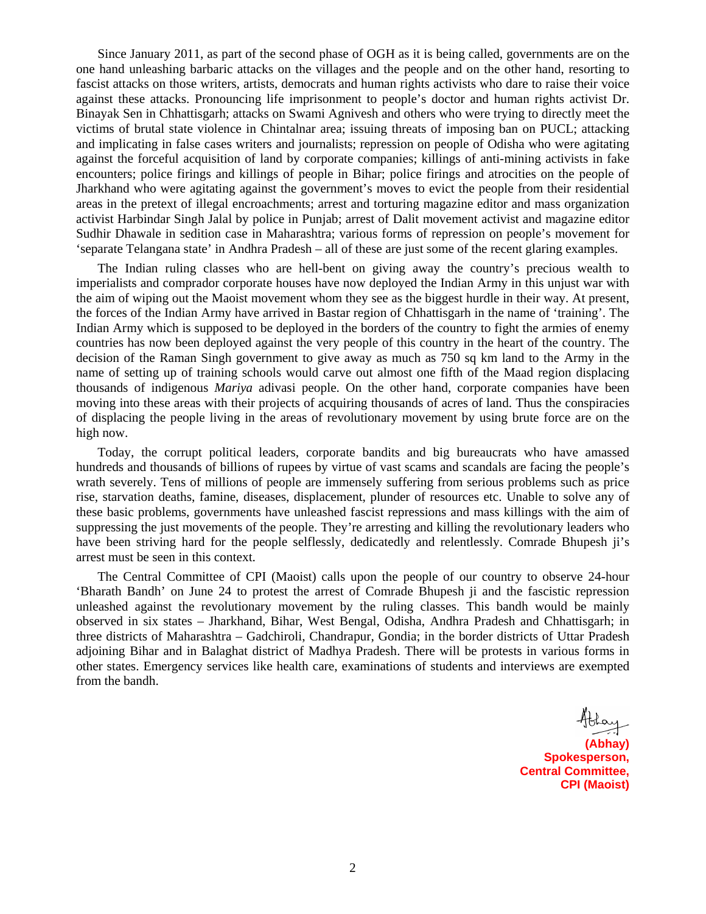Since January 2011, as part of the second phase of OGH as it is being called, governments are on the one hand unleashing barbaric attacks on the villages and the people and on the other hand, resorting to fascist attacks on those writers, artists, democrats and human rights activists who dare to raise their voice against these attacks. Pronouncing life imprisonment to people's doctor and human rights activist Dr. Binayak Sen in Chhattisgarh; attacks on Swami Agnivesh and others who were trying to directly meet the victims of brutal state violence in Chintalnar area; issuing threats of imposing ban on PUCL; attacking and implicating in false cases writers and journalists; repression on people of Odisha who were agitating against the forceful acquisition of land by corporate companies; killings of anti-mining activists in fake encounters; police firings and killings of people in Bihar; police firings and atrocities on the people of Jharkhand who were agitating against the government's moves to evict the people from their residential areas in the pretext of illegal encroachments; arrest and torturing magazine editor and mass organization activist Harbindar Singh Jalal by police in Punjab; arrest of Dalit movement activist and magazine editor Sudhir Dhawale in sedition case in Maharashtra; various forms of repression on people's movement for 'separate Telangana state' in Andhra Pradesh – all of these are just some of the recent glaring examples.

The Indian ruling classes who are hell-bent on giving away the country's precious wealth to imperialists and comprador corporate houses have now deployed the Indian Army in this unjust war with the aim of wiping out the Maoist movement whom they see as the biggest hurdle in their way. At present, the forces of the Indian Army have arrived in Bastar region of Chhattisgarh in the name of 'training'. The Indian Army which is supposed to be deployed in the borders of the country to fight the armies of enemy countries has now been deployed against the very people of this country in the heart of the country. The decision of the Raman Singh government to give away as much as 750 sq km land to the Army in the name of setting up of training schools would carve out almost one fifth of the Maad region displacing thousands of indigenous *Mariya* adivasi people. On the other hand, corporate companies have been moving into these areas with their projects of acquiring thousands of acres of land. Thus the conspiracies of displacing the people living in the areas of revolutionary movement by using brute force are on the high now.

Today, the corrupt political leaders, corporate bandits and big bureaucrats who have amassed hundreds and thousands of billions of rupees by virtue of vast scams and scandals are facing the people's wrath severely. Tens of millions of people are immensely suffering from serious problems such as price rise, starvation deaths, famine, diseases, displacement, plunder of resources etc. Unable to solve any of these basic problems, governments have unleashed fascist repressions and mass killings with the aim of suppressing the just movements of the people. They're arresting and killing the revolutionary leaders who have been striving hard for the people selflessly, dedicatedly and relentlessly. Comrade Bhupesh ji's arrest must be seen in this context.

The Central Committee of CPI (Maoist) calls upon the people of our country to observe 24-hour 'Bharath Bandh' on June 24 to protest the arrest of Comrade Bhupesh ji and the fascistic repression unleashed against the revolutionary movement by the ruling classes. This bandh would be mainly observed in six states – Jharkhand, Bihar, West Bengal, Odisha, Andhra Pradesh and Chhattisgarh; in three districts of Maharashtra – Gadchiroli, Chandrapur, Gondia; in the border districts of Uttar Pradesh adjoining Bihar and in Balaghat district of Madhya Pradesh. There will be protests in various forms in other states. Emergency services like health care, examinations of students and interviews are exempted from the bandh.

Abhay

**(Abhay)**
**Spokesperson,**
**Central Committee,**
**CPI (Maoist)**